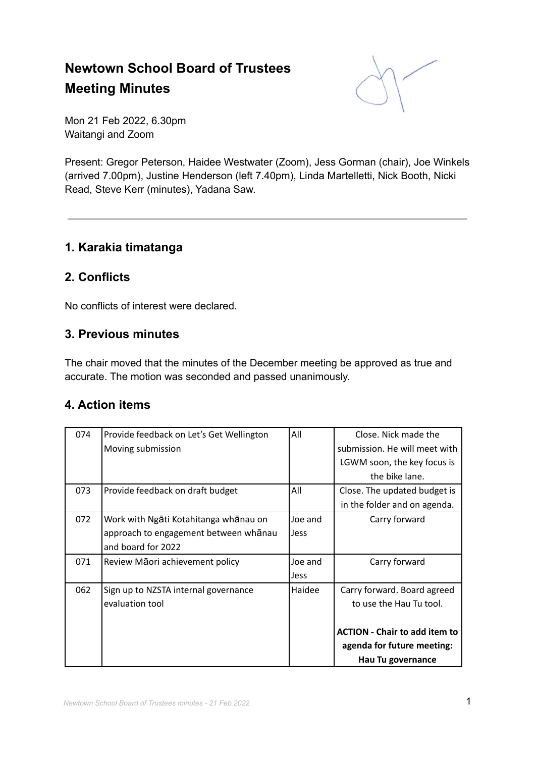# Newtown School Board of Trustees Meeting Minutes

Mon 21 Feb 2022, 6.30pm
Waitangi and Zoom

Present: Gregor Peterson, Haidee Westwater (Zoom), Jess Gorman (chair), Joe Winkels (arrived 7.00pm), Justine Henderson (left 7.40pm), Linda Martelletti, Nick Booth, Nicki Read, Steve Kerr (minutes), Yadana Saw.

---

## 1. Karakia timatanga

## 2. Conflicts

No conflicts of interest were declared.

## 3. Previous minutes

The chair moved that the minutes of the December meeting be approved as true and accurate. The motion was seconded and passed unanimously.

## 4. Action items

| | | | |
|---|---|---|---|
| 074 | Provide feedback on Let's Get Wellington Moving submission | All | Close. Nick made the submission. He will meet with LGWM soon, the key focus is the bike lane. |
| 073 | Provide feedback on draft budget | All | Close. The updated budget is in the folder and on agenda. |
| 072 | Work with Ngāti Kotahitanga whānau on approach to engagement between whānau and board for 2022 | Joe and Jess | Carry forward |
| 071 | Review Māori achievement policy | Joe and Jess | Carry forward |
| 062 | Sign up to NZSTA internal governance evaluation tool | Haidee | Carry forward. Board agreed to use the Hau Tu tool.<br><br>**ACTION - Chair to add item to agenda for future meeting: Hau Tu governance** |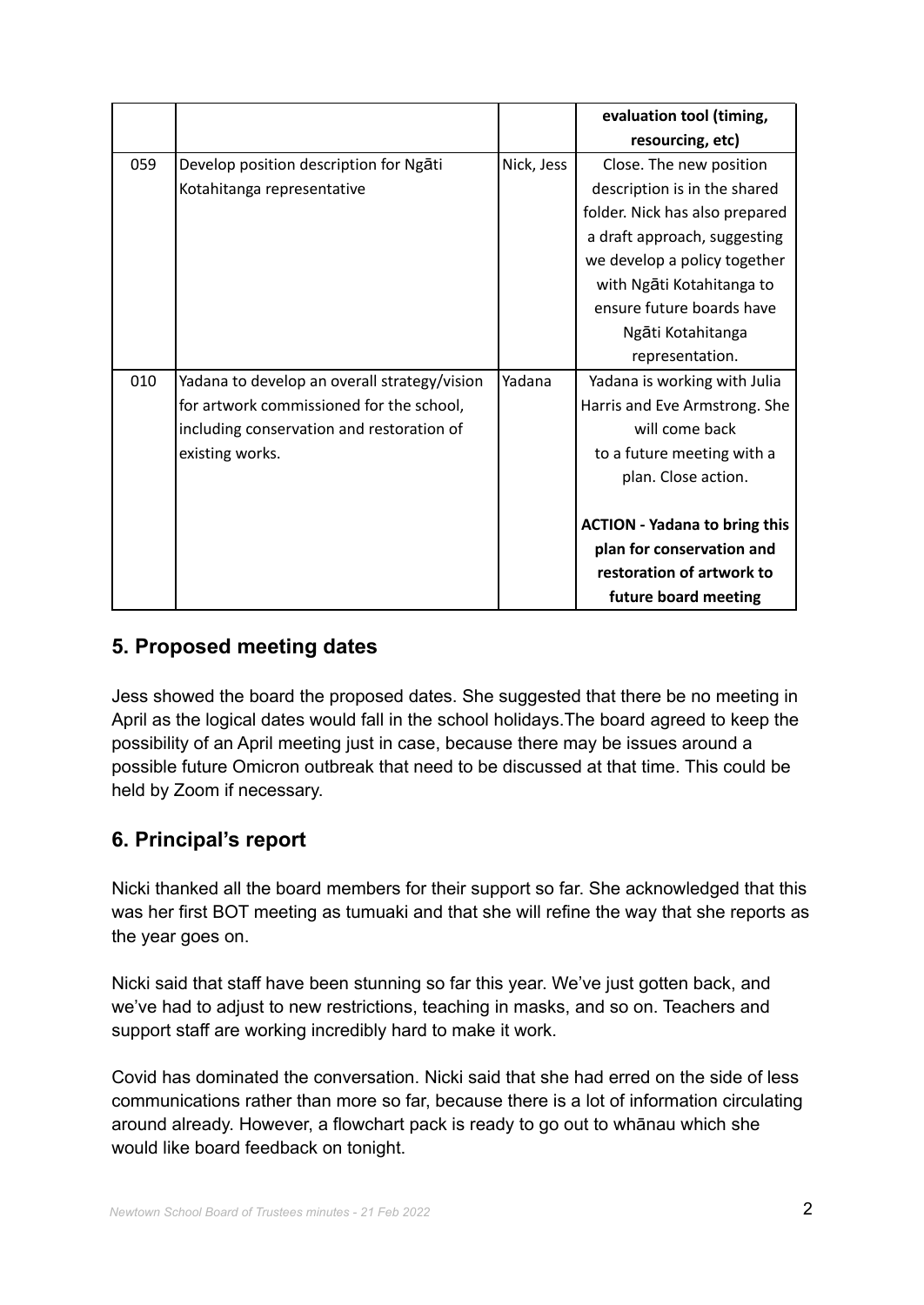| | | | evaluation tool (timing, resourcing, etc) |
|---|---|---|---|
| 059 | Develop position description for Ngāti Kotahitanga representative | Nick, Jess | Close. The new position description is in the shared folder. Nick has also prepared a draft approach, suggesting we develop a policy together with Ngāti Kotahitanga to ensure future boards have Ngāti Kotahitanga representation. |
| 010 | Yadana to develop an overall strategy/vision for artwork commissioned for the school, including conservation and restoration of existing works. | Yadana | Yadana is working with Julia Harris and Eve Armstrong. She will come back to a future meeting with a plan. Close action.<br><br>**ACTION - Yadana to bring this plan for conservation and restoration of artwork to future board meeting** |

## 5. Proposed meeting dates

Jess showed the board the proposed dates. She suggested that there be no meeting in April as the logical dates would fall in the school holidays.The board agreed to keep the possibility of an April meeting just in case, because there may be issues around a possible future Omicron outbreak that need to be discussed at that time. This could be held by Zoom if necessary.

## 6. Principal's report

Nicki thanked all the board members for their support so far. She acknowledged that this was her first BOT meeting as tumuaki and that she will refine the way that she reports as the year goes on.

Nicki said that staff have been stunning so far this year. We've just gotten back, and we've had to adjust to new restrictions, teaching in masks, and so on. Teachers and support staff are working incredibly hard to make it work.

Covid has dominated the conversation. Nicki said that she had erred on the side of less communications rather than more so far, because there is a lot of information circulating around already. However, a flowchart pack is ready to go out to whānau which she would like board feedback on tonight.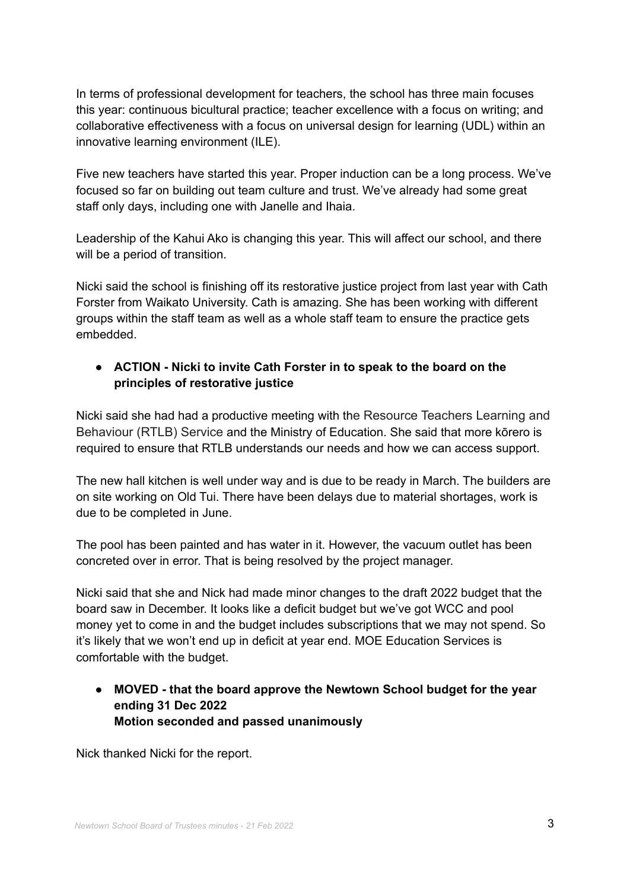In terms of professional development for teachers, the school has three main focuses this year: continuous bicultural practice; teacher excellence with a focus on writing; and collaborative effectiveness with a focus on universal design for learning (UDL) within an innovative learning environment (ILE).

Five new teachers have started this year. Proper induction can be a long process. We've focused so far on building out team culture and trust. We've already had some great staff only days, including one with Janelle and Ihaia.

Leadership of the Kahui Ako is changing this year. This will affect our school, and there will be a period of transition.

Nicki said the school is finishing off its restorative justice project from last year with Cath Forster from Waikato University. Cath is amazing. She has been working with different groups within the staff team as well as a whole staff team to ensure the practice gets embedded.

- **ACTION - Nicki to invite Cath Forster in to speak to the board on the principles of restorative justice**

Nicki said she had had a productive meeting with the Resource Teachers Learning and Behaviour (RTLB) Service and the Ministry of Education. She said that more kōrero is required to ensure that RTLB understands our needs and how we can access support.

The new hall kitchen is well under way and is due to be ready in March. The builders are on site working on Old Tui. There have been delays due to material shortages, work is due to be completed in June.

The pool has been painted and has water in it. However, the vacuum outlet has been concreted over in error. That is being resolved by the project manager.

Nicki said that she and Nick had made minor changes to the draft 2022 budget that the board saw in December. It looks like a deficit budget but we've got WCC and pool money yet to come in and the budget includes subscriptions that we may not spend. So it's likely that we won't end up in deficit at year end. MOE Education Services is comfortable with the budget.

- **MOVED - that the board approve the Newtown School budget for the year ending 31 Dec 2022**
  **Motion seconded and passed unanimously**

Nick thanked Nicki for the report.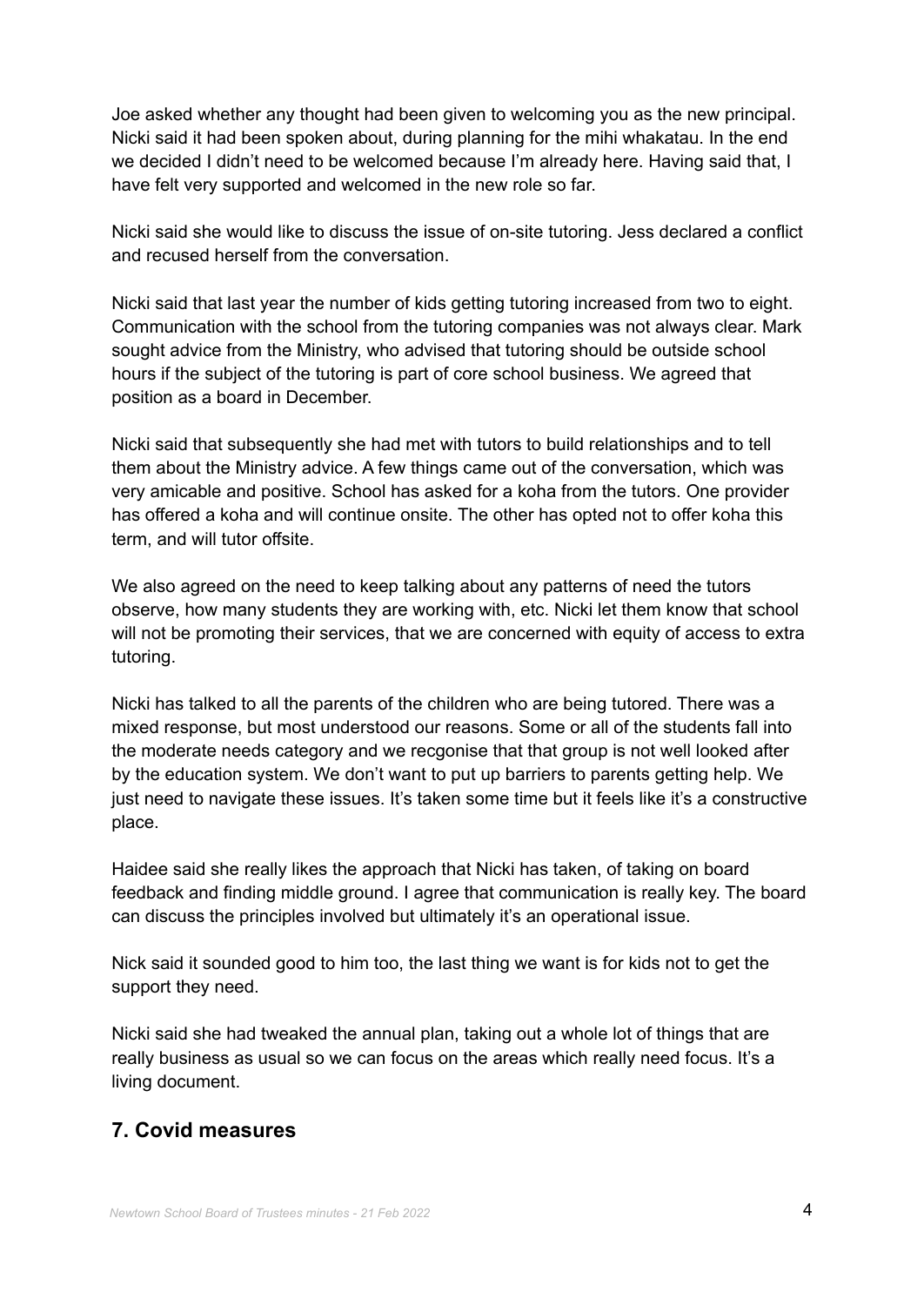Joe asked whether any thought had been given to welcoming you as the new principal. Nicki said it had been spoken about, during planning for the mihi whakatau. In the end we decided I didn't need to be welcomed because I'm already here. Having said that, I have felt very supported and welcomed in the new role so far.

Nicki said she would like to discuss the issue of on-site tutoring. Jess declared a conflict and recused herself from the conversation.

Nicki said that last year the number of kids getting tutoring increased from two to eight. Communication with the school from the tutoring companies was not always clear. Mark sought advice from the Ministry, who advised that tutoring should be outside school hours if the subject of the tutoring is part of core school business. We agreed that position as a board in December.

Nicki said that subsequently she had met with tutors to build relationships and to tell them about the Ministry advice. A few things came out of the conversation, which was very amicable and positive. School has asked for a koha from the tutors. One provider has offered a koha and will continue onsite. The other has opted not to offer koha this term, and will tutor offsite.

We also agreed on the need to keep talking about any patterns of need the tutors observe, how many students they are working with, etc. Nicki let them know that school will not be promoting their services, that we are concerned with equity of access to extra tutoring.

Nicki has talked to all the parents of the children who are being tutored. There was a mixed response, but most understood our reasons. Some or all of the students fall into the moderate needs category and we recgonise that that group is not well looked after by the education system. We don't want to put up barriers to parents getting help. We just need to navigate these issues. It's taken some time but it feels like it's a constructive place.

Haidee said she really likes the approach that Nicki has taken, of taking on board feedback and finding middle ground. I agree that communication is really key. The board can discuss the principles involved but ultimately it's an operational issue.

Nick said it sounded good to him too, the last thing we want is for kids not to get the support they need.

Nicki said she had tweaked the annual plan, taking out a whole lot of things that are really business as usual so we can focus on the areas which really need focus. It's a living document.

## 7. Covid measures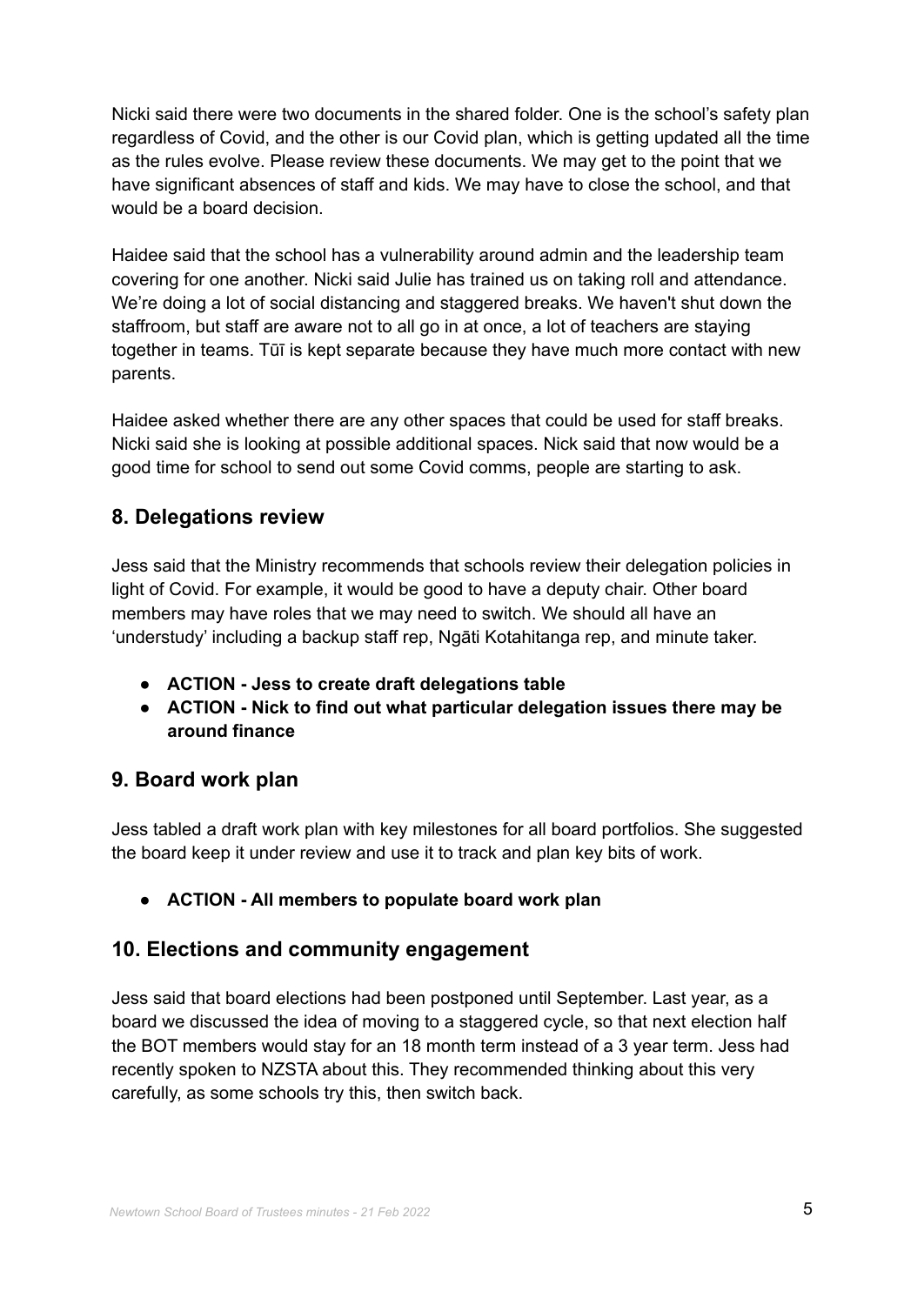Nicki said there were two documents in the shared folder. One is the school's safety plan regardless of Covid, and the other is our Covid plan, which is getting updated all the time as the rules evolve. Please review these documents. We may get to the point that we have significant absences of staff and kids. We may have to close the school, and that would be a board decision.

Haidee said that the school has a vulnerability around admin and the leadership team covering for one another. Nicki said Julie has trained us on taking roll and attendance. We're doing a lot of social distancing and staggered breaks. We haven't shut down the staffroom, but staff are aware not to all go in at once, a lot of teachers are staying together in teams. Tūī is kept separate because they have much more contact with new parents.

Haidee asked whether there are any other spaces that could be used for staff breaks. Nicki said she is looking at possible additional spaces. Nick said that now would be a good time for school to send out some Covid comms, people are starting to ask.

## 8. Delegations review

Jess said that the Ministry recommends that schools review their delegation policies in light of Covid. For example, it would be good to have a deputy chair. Other board members may have roles that we may need to switch. We should all have an 'understudy' including a backup staff rep, Ngāti Kotahitanga rep, and minute taker.

- **ACTION - Jess to create draft delegations table**
- **ACTION - Nick to find out what particular delegation issues there may be around finance**

## 9. Board work plan

Jess tabled a draft work plan with key milestones for all board portfolios. She suggested the board keep it under review and use it to track and plan key bits of work.

- **ACTION - All members to populate board work plan**

## 10. Elections and community engagement

Jess said that board elections had been postponed until September. Last year, as a board we discussed the idea of moving to a staggered cycle, so that next election half the BOT members would stay for an 18 month term instead of a 3 year term. Jess had recently spoken to NZSTA about this. They recommended thinking about this very carefully, as some schools try this, then switch back.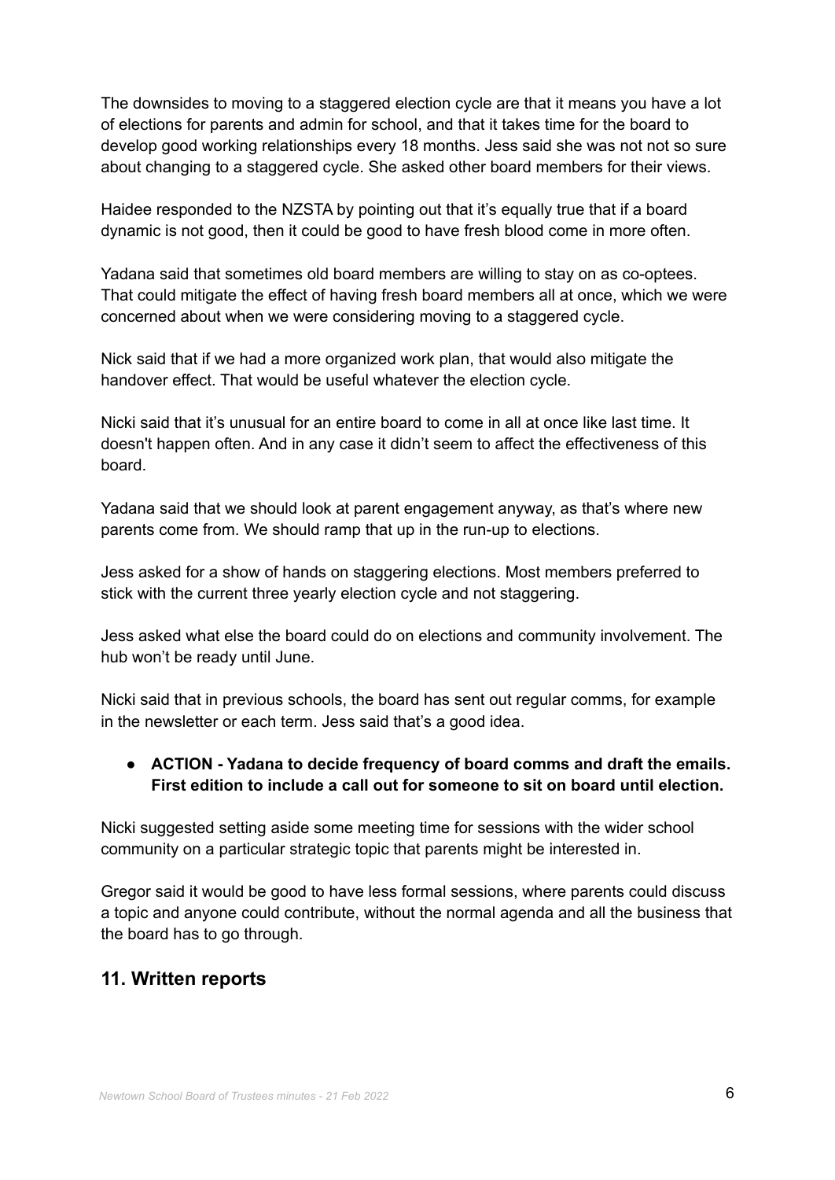The downsides to moving to a staggered election cycle are that it means you have a lot of elections for parents and admin for school, and that it takes time for the board to develop good working relationships every 18 months. Jess said she was not not so sure about changing to a staggered cycle. She asked other board members for their views.

Haidee responded to the NZSTA by pointing out that it's equally true that if a board dynamic is not good, then it could be good to have fresh blood come in more often.

Yadana said that sometimes old board members are willing to stay on as co-optees. That could mitigate the effect of having fresh board members all at once, which we were concerned about when we were considering moving to a staggered cycle.

Nick said that if we had a more organized work plan, that would also mitigate the handover effect. That would be useful whatever the election cycle.

Nicki said that it's unusual for an entire board to come in all at once like last time. It doesn't happen often. And in any case it didn't seem to affect the effectiveness of this board.

Yadana said that we should look at parent engagement anyway, as that's where new parents come from. We should ramp that up in the run-up to elections.

Jess asked for a show of hands on staggering elections. Most members preferred to stick with the current three yearly election cycle and not staggering.

Jess asked what else the board could do on elections and community involvement. The hub won't be ready until June.

Nicki said that in previous schools, the board has sent out regular comms, for example in the newsletter or each term. Jess said that's a good idea.

- **ACTION - Yadana to decide frequency of board comms and draft the emails. First edition to include a call out for someone to sit on board until election.**

Nicki suggested setting aside some meeting time for sessions with the wider school community on a particular strategic topic that parents might be interested in.

Gregor said it would be good to have less formal sessions, where parents could discuss a topic and anyone could contribute, without the normal agenda and all the business that the board has to go through.

## 11. Written reports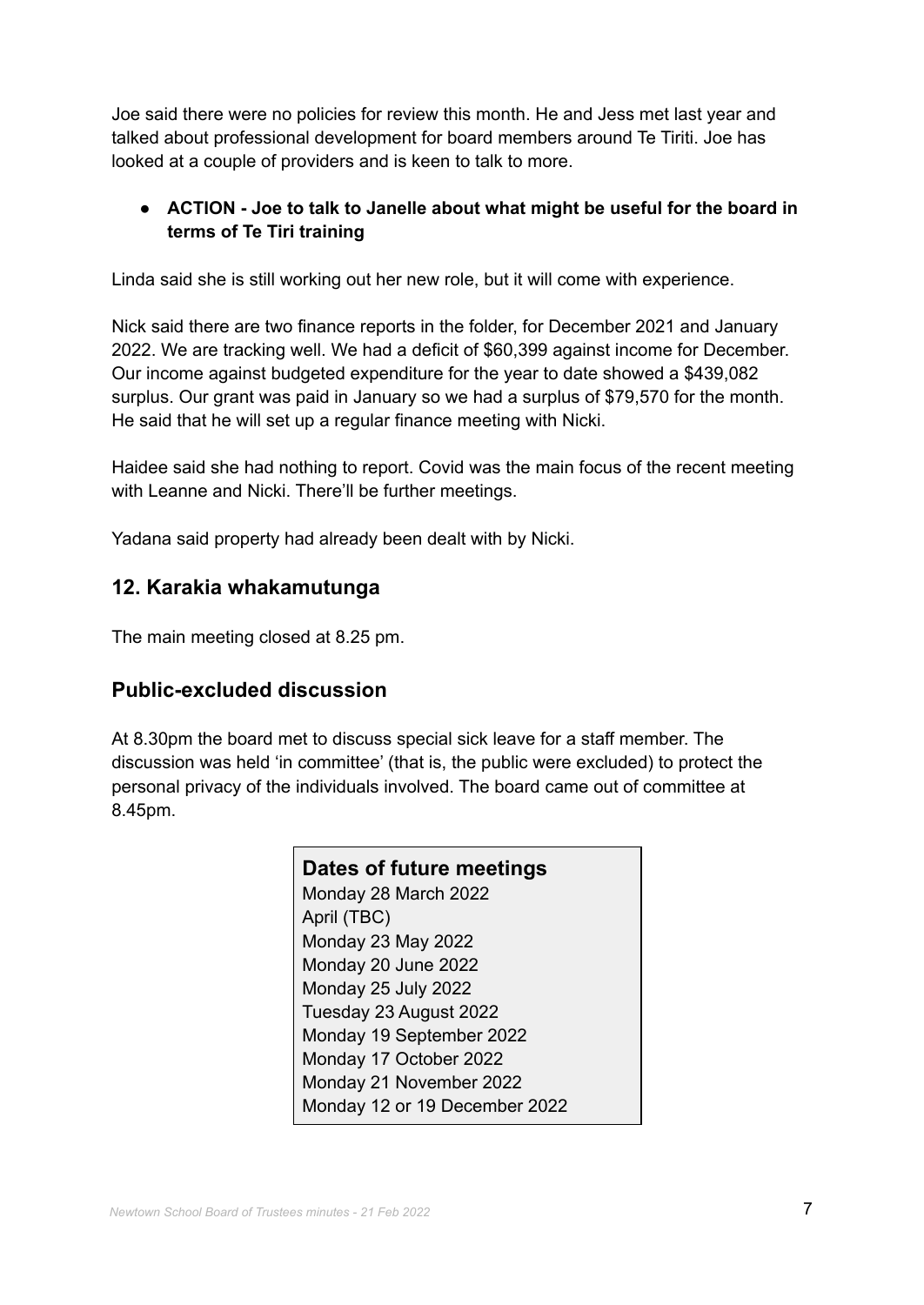Joe said there were no policies for review this month. He and Jess met last year and talked about professional development for board members around Te Tiriti. Joe has looked at a couple of providers and is keen to talk to more.

- **ACTION - Joe to talk to Janelle about what might be useful for the board in terms of Te Tiri training**

Linda said she is still working out her new role, but it will come with experience.

Nick said there are two finance reports in the folder, for December 2021 and January 2022. We are tracking well. We had a deficit of $60,399 against income for December. Our income against budgeted expenditure for the year to date showed a $439,082 surplus. Our grant was paid in January so we had a surplus of $79,570 for the month. He said that he will set up a regular finance meeting with Nicki.

Haidee said she had nothing to report. Covid was the main focus of the recent meeting with Leanne and Nicki. There'll be further meetings.

Yadana said property had already been dealt with by Nicki.

## 12. Karakia whakamutunga

The main meeting closed at 8.25 pm.

## Public-excluded discussion

At 8.30pm the board met to discuss special sick leave for a staff member. The discussion was held 'in committee' (that is, the public were excluded) to protect the personal privacy of the individuals involved. The board came out of committee at 8.45pm.

### Dates of future meetings

Monday 28 March 2022
April (TBC)
Monday 23 May 2022
Monday 20 June 2022
Monday 25 July 2022
Tuesday 23 August 2022
Monday 19 September 2022
Monday 17 October 2022
Monday 21 November 2022
Monday 12 or 19 December 2022